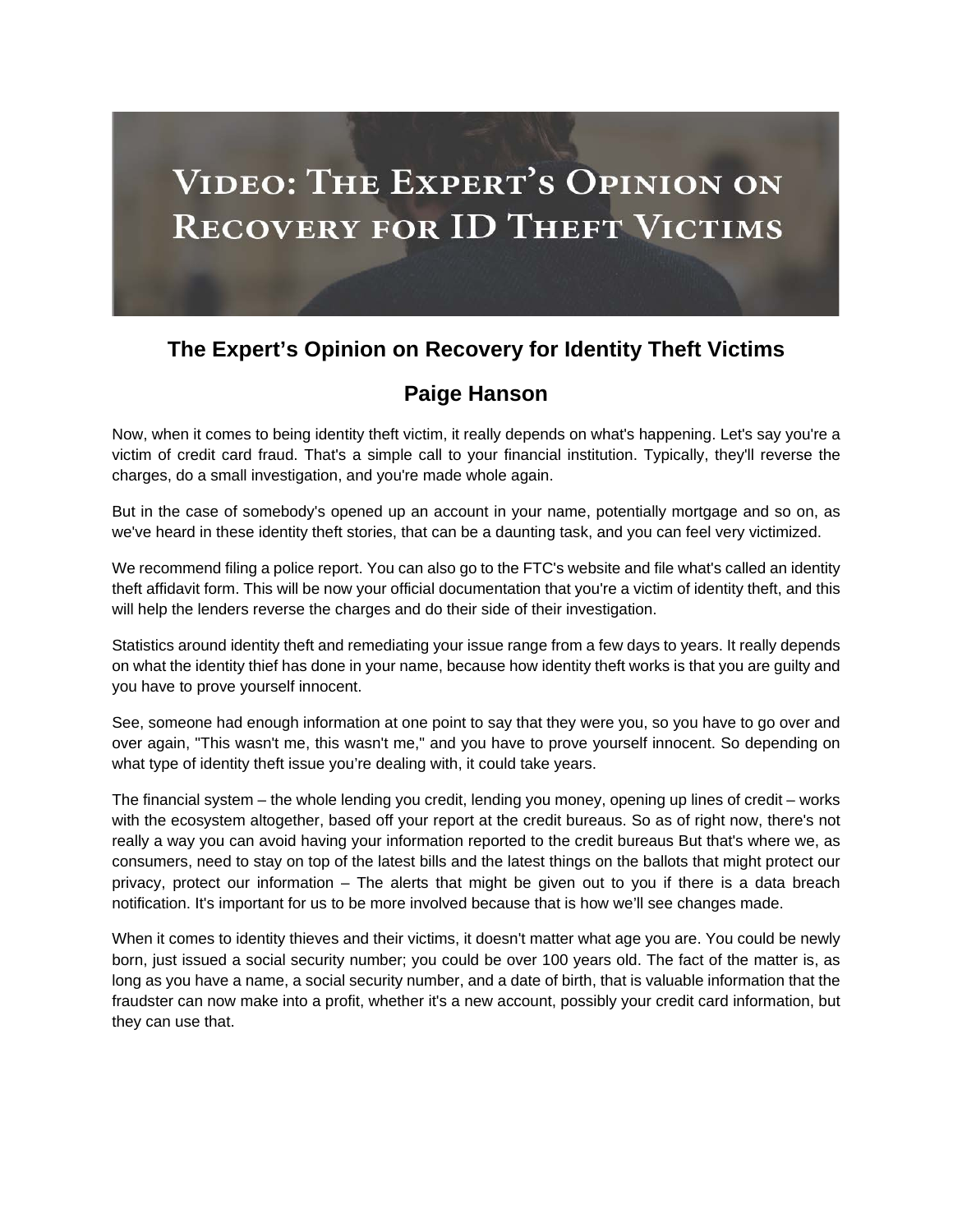# Video: The Expert's Opinion on Recovery for ID Theft Victims

## The Expert's Opinion on Recovery for Identity Theft Victims

## Paige Hanson

Now, when it comes to being identity theft victim, it really depends on what's happening. Let's say you're a victim of credit card fraud. That's a simple call to your financial institution. Typically, they'll reverse the charges, do a small investigation, and you're made whole again.

But in the case of somebody's opened up an account in your name, potentially mortgage and so on, as we've heard in these identity theft stories, that can be a daunting task, and you can feel very victimized.

We recommend filing a police report. You can also go to the FTC's website and file what's called an identity theft affidavit form. This will be now your official documentation that you're a victim of identity theft, and this will help the lenders reverse the charges and do their side of their investigation.

Statistics around identity theft and remediating your issue range from a few days to years. It really depends on what the identity thief has done in your name, because how identity theft works is that you are guilty and you have to prove yourself innocent.

See, someone had enough information at one point to say that they were you, so you have to go over and over again, "This wasn't me, this wasn't me," and you have to prove yourself innocent. So depending on what type of identity theft issue you're dealing with, it could take years.

The financial system – the whole lending you credit, lending you money, opening up lines of credit – works with the ecosystem altogether, based off your report at the credit bureaus. So as of right now, there's not really a way you can avoid having your information reported to the credit bureaus But that's where we, as consumers, need to stay on top of the latest bills and the latest things on the ballots that might protect our privacy, protect our information – The alerts that might be given out to you if there is a data breach notification. It's important for us to be more involved because that is how we'll see changes made.

When it comes to identity thieves and their victims, it doesn't matter what age you are. You could be newly born, just issued a social security number; you could be over 100 years old. The fact of the matter is, as long as you have a name, a social security number, and a date of birth, that is valuable information that the fraudster can now make into a profit, whether it's a new account, possibly your credit card information, but they can use that.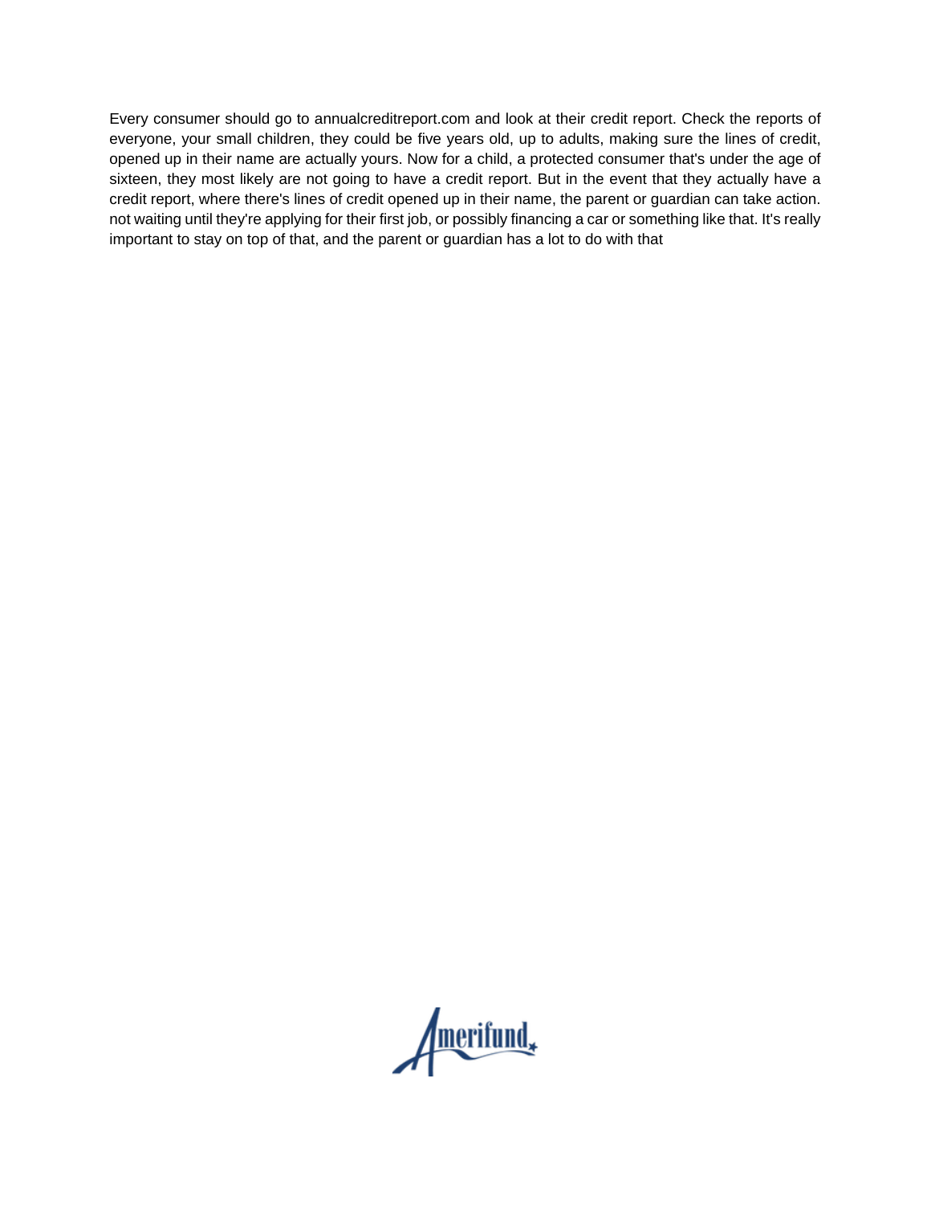Every consumer should go to annualcreditreport.com and look at their credit report. Check the reports of everyone, your small children, they could be five years old, up to adults, making sure the lines of credit, opened up in their name are actually yours. Now for a child, a protected consumer that's under the age of sixteen, they most likely are not going to have a credit report. But in the event that they actually have a credit report, where there's lines of credit opened up in their name, the parent or guardian can take action. not waiting until they're applying for their first job, or possibly financing a car or something like that. It's really important to stay on top of that, and the parent or guardian has a lot to do with that